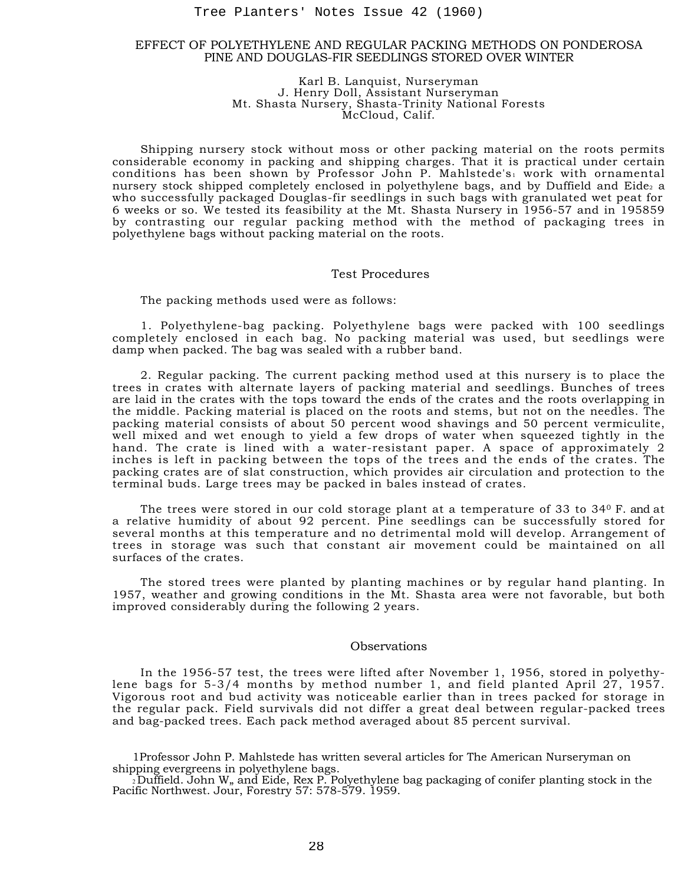Tree Planters' Notes Issue 42 (1960)

# EFFECT OF POLYETHYLENE AND REGULAR PACKING METHODS ON PONDEROSA PINE AND DOUGLAS-FIR SEEDLINGS STORED OVER WINTER

Karl B. Lanquist, Nurseryman
J. Henry Doll, Assistant Nurseryman
Mt. Shasta Nursery, Shasta-Trinity National Forests
McCloud, Calif.

Shipping nursery stock without moss or other packing material on the roots permits considerable economy in packing and shipping charges. That it is practical under certain conditions has been shown by Professor John P. Mahlstede's[1] work with ornamental nursery stock shipped completely enclosed in polyethylene bags, and by Duffield and Eide[2] a who successfully packaged Douglas-fir seedlings in such bags with granulated wet peat for 6 weeks or so. We tested its feasibility at the Mt. Shasta Nursery in 1956-57 and in 195859 by contrasting our regular packing method with the method of packaging trees in polyethylene bags without packing material on the roots.

## Test Procedures

The packing methods used were as follows:

1. Polyethylene-bag packing. Polyethylene bags were packed with 100 seedlings completely enclosed in each bag. No packing material was used, but seedlings were damp when packed. The bag was sealed with a rubber band.

2. Regular packing. The current packing method used at this nursery is to place the trees in crates with alternate layers of packing material and seedlings. Bunches of trees are laid in the crates with the tops toward the ends of the crates and the roots overlapping in the middle. Packing material is placed on the roots and stems, but not on the needles. The packing material consists of about 50 percent wood shavings and 50 percent vermiculite, well mixed and wet enough to yield a few drops of water when squeezed tightly in the hand. The crate is lined with a water-resistant paper. A space of approximately 2 inches is left in packing between the tops of the trees and the ends of the crates. The packing crates are of slat construction, which provides air circulation and protection to the terminal buds. Large trees may be packed in bales instead of crates.

The trees were stored in our cold storage plant at a temperature of 33 to 34$^{0}$ F. and at a relative humidity of about 92 percent. Pine seedlings can be successfully stored for several months at this temperature and no detrimental mold will develop. Arrangement of trees in storage was such that constant air movement could be maintained on all surfaces of the crates.

The stored trees were planted by planting machines or by regular hand planting. In 1957, weather and growing conditions in the Mt. Shasta area were not favorable, but both improved considerably during the following 2 years.

## Observations

In the 1956-57 test, the trees were lifted after November 1, 1956, stored in polyethylene bags for 5-3/4 months by method number 1, and field planted April 27, 1957. Vigorous root and bud activity was noticeable earlier than in trees packed for storage in the regular pack. Field survivals did not differ a great deal between regular-packed trees and bag-packed trees. Each pack method averaged about 85 percent survival.

---

[1] Professor John P. Mahlstede has written several articles for The American Nurseryman on shipping evergreens in polyethylene bags.

[2] Duffield. John W„ and Eide, Rex P. Polyethylene bag packaging of conifer planting stock in the Pacific Northwest. Jour, Forestry 57: 578-579. 1959.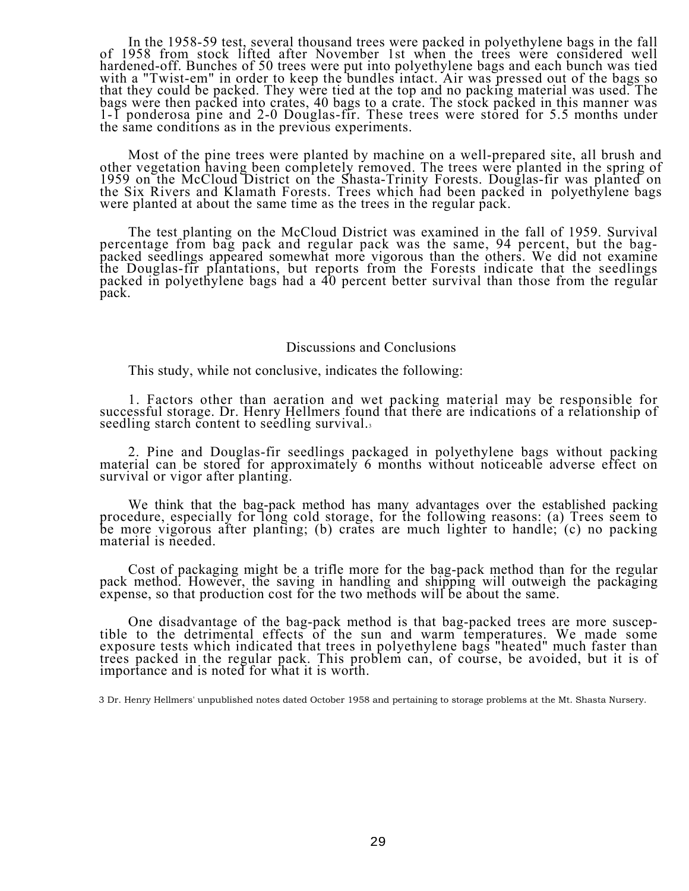In the 1958-59 test, several thousand trees were packed in polyethylene bags in the fall of 1958 from stock lifted after November 1st when the trees were considered well hardened-off. Bunches of 50 trees were put into polyethylene bags and each bunch was tied with a "Twist-em" in order to keep the bundles intact. Air was pressed out of the bags so that they could be packed. They were tied at the top and no packing material was used. The bags were then packed into crates, 40 bags to a crate. The stock packed in this manner was 1-1 ponderosa pine and 2-0 Douglas-fir. These trees were stored for 5.5 months under the same conditions as in the previous experiments.

Most of the pine trees were planted by machine on a well-prepared site, all brush and other vegetation having been completely removed. The trees were planted in the spring of 1959 on the McCloud District on the Shasta-Trinity Forests. Douglas-fir was planted on the Six Rivers and Klamath Forests. Trees which had been packed in polyethylene bags were planted at about the same time as the trees in the regular pack.

The test planting on the McCloud District was examined in the fall of 1959. Survival percentage from bag pack and regular pack was the same, 94 percent, but the bag-packed seedlings appeared somewhat more vigorous than the others. We did not examine the Douglas-fir plantations, but reports from the Forests indicate that the seedlings packed in polyethylene bags had a 40 percent better survival than those from the regular pack.

## Discussions and Conclusions

This study, while not conclusive, indicates the following:

1. Factors other than aeration and wet packing material may be responsible for successful storage. Dr. Henry Hellmers found that there are indications of a relationship of seedling starch content to seedling survival.[3]

2. Pine and Douglas-fir seedlings packaged in polyethylene bags without packing material can be stored for approximately 6 months without noticeable adverse effect on survival or vigor after planting.

We think that the bag-pack method has many advantages over the established packing procedure, especially for long cold storage, for the following reasons: (a) Trees seem to be more vigorous after planting; (b) crates are much lighter to handle; (c) no packing material is needed.

Cost of packaging might be a trifle more for the bag-pack method than for the regular pack method. However, the saving in handling and shipping will outweigh the packaging expense, so that production cost for the two methods will be about the same.

One disadvantage of the bag-pack method is that bag-packed trees are more susceptible to the detrimental effects of the sun and warm temperatures. We made some exposure tests which indicated that trees in polyethylene bags "heated" much faster than trees packed in the regular pack. This problem can, of course, be avoided, but it is of importance and is noted for what it is worth.

3 Dr. Henry Hellmers' unpublished notes dated October 1958 and pertaining to storage problems at the Mt. Shasta Nursery.